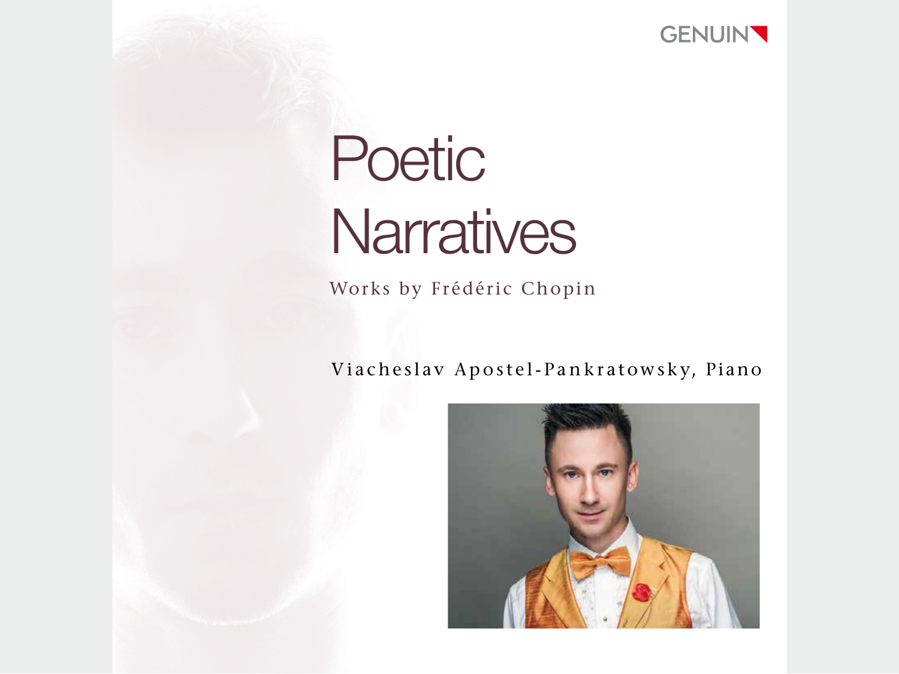GENUIN

# Poetic Narratives

Works by Frédéric Chopin

Viacheslav Apostel-Pankratowsky, Piano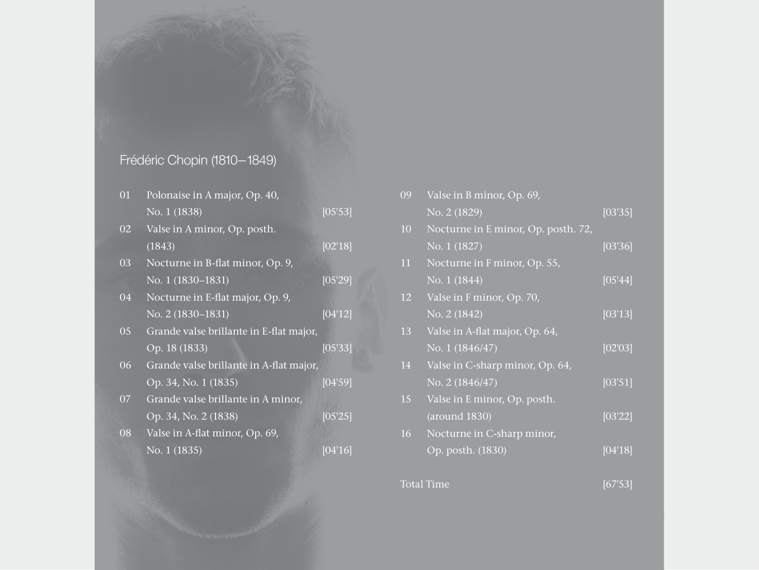## Frédéric Chopin (1810–1849)

01 Polonaise in A major, Op. 40, No. 1 (1838) [05'53]
02 Valse in A minor, Op. posth. (1843) [02'18]
03 Nocturne in B-flat minor, Op. 9, No. 1 (1830–1831) [05'29]
04 Nocturne in E-flat major, Op. 9, No. 2 (1830–1831) [04'12]
05 Grande valse brillante in E-flat major, Op. 18 (1833) [05'33]
06 Grande valse brillante in A-flat major, Op. 34, No. 1 (1835) [04'59]
07 Grande valse brillante in A minor, Op. 34, No. 2 (1838) [05'25]
08 Valse in A-flat minor, Op. 69, No. 1 (1835) [04'16]
09 Valse in B minor, Op. 69, No. 2 (1829) [03'35]
10 Nocturne in E minor, Op. posth. 72, No. 1 (1827) [03'36]
11 Nocturne in F minor, Op. 55, No. 1 (1844) [05'44]
12 Valse in F minor, Op. 70, No. 2 (1842) [03'13]
13 Valse in A-flat major, Op. 64, No. 1 (1846/47) [02'03]
14 Valse in C-sharp minor, Op. 64, No. 2 (1846/47) [03'51]
15 Valse in E minor, Op. posth. (around 1830) [03'22]
16 Nocturne in C-sharp minor, Op. posth. (1830) [04'18]

Total Time [67'53]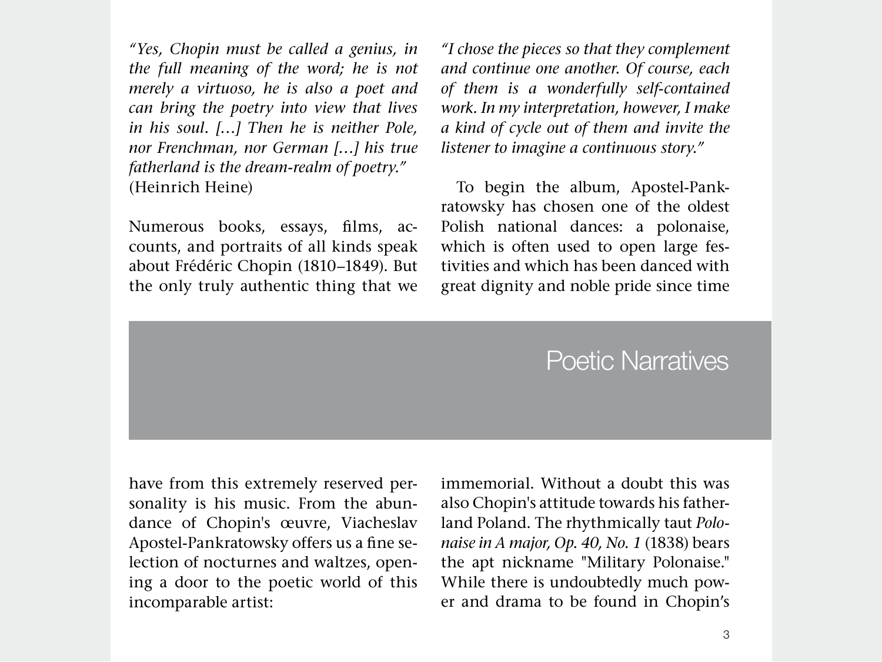## Poetic Narratives

*"Yes, Chopin must be called a genius, in the full meaning of the word; he is not merely a virtuoso, he is also a poet and can bring the poetry into view that lives in his soul. […] Then he is neither Pole, nor Frenchman, nor German […] his true fatherland is the dream-realm of poetry."* (Heinrich Heine)

Numerous books, essays, films, accounts, and portraits of all kinds speak about Frédéric Chopin (1810–1849). But the only truly authentic thing that we have from this extremely reserved personality is his music. From the abundance of Chopin's œuvre, Viacheslav Apostel-Pankratowsky offers us a fine selection of nocturnes and waltzes, opening a door to the poetic world of this incomparable artist:

*"I chose the pieces so that they complement and continue one another. Of course, each of them is a wonderfully self-contained work. In my interpretation, however, I make a kind of cycle out of them and invite the listener to imagine a continuous story."*

To begin the album, Apostel-Pankratowsky has chosen one of the oldest Polish national dances: a polonaise, which is often used to open large festivities and which has been danced with great dignity and noble pride since time immemorial. Without a doubt this was also Chopin's attitude towards his fatherland Poland. The rhythmically taut *Polonaise in A major, Op. 40, No. 1* (1838) bears the apt nickname "Military Polonaise." While there is undoubtedly much power and drama to be found in Chopin's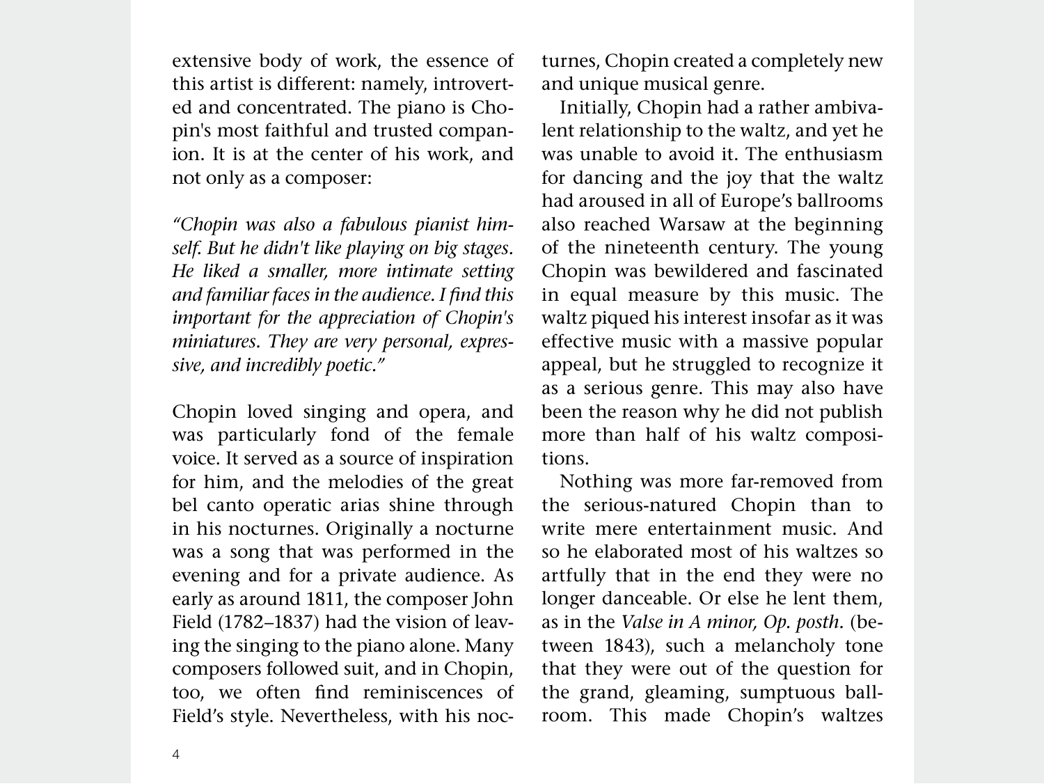extensive body of work, the essence of this artist is different: namely, introverted and concentrated. The piano is Chopin's most faithful and trusted companion. It is at the center of his work, and not only as a composer:

*"Chopin was also a fabulous pianist himself. But he didn't like playing on big stages. He liked a smaller, more intimate setting and familiar faces in the audience. I find this important for the appreciation of Chopin's miniatures. They are very personal, expressive, and incredibly poetic."*

Chopin loved singing and opera, and was particularly fond of the female voice. It served as a source of inspiration for him, and the melodies of the great bel canto operatic arias shine through in his nocturnes. Originally a nocturne was a song that was performed in the evening and for a private audience. As early as around 1811, the composer John Field (1782–1837) had the vision of leaving the singing to the piano alone. Many composers followed suit, and in Chopin, too, we often find reminiscences of Field's style. Nevertheless, with his nocturnes, Chopin created a completely new and unique musical genre.

Initially, Chopin had a rather ambivalent relationship to the waltz, and yet he was unable to avoid it. The enthusiasm for dancing and the joy that the waltz had aroused in all of Europe's ballrooms also reached Warsaw at the beginning of the nineteenth century. The young Chopin was bewildered and fascinated in equal measure by this music. The waltz piqued his interest insofar as it was effective music with a massive popular appeal, but he struggled to recognize it as a serious genre. This may also have been the reason why he did not publish more than half of his waltz compositions.

Nothing was more far-removed from the serious-natured Chopin than to write mere entertainment music. And so he elaborated most of his waltzes so artfully that in the end they were no longer danceable. Or else he lent them, as in the *Valse in A minor, Op. posth.* (between 1843), such a melancholy tone that they were out of the question for the grand, gleaming, sumptuous ballroom. This made Chopin's waltzes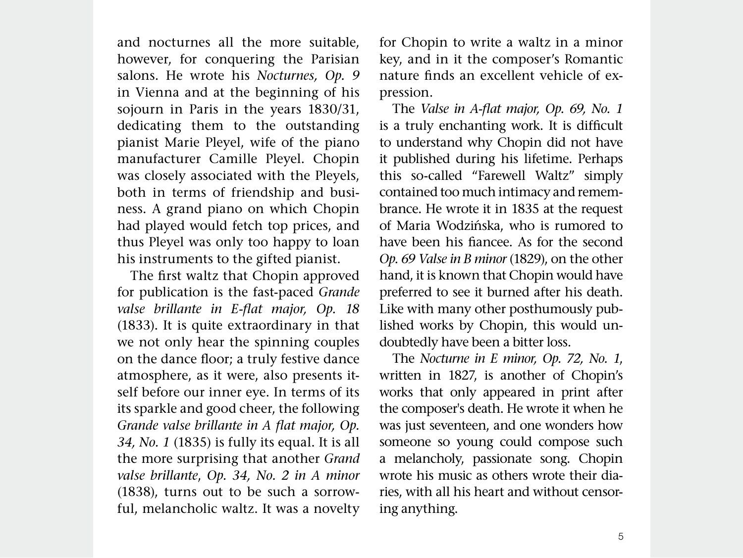and nocturnes all the more suitable, however, for conquering the Parisian salons. He wrote his *Nocturnes, Op. 9* in Vienna and at the beginning of his sojourn in Paris in the years 1830/31, dedicating them to the outstanding pianist Marie Pleyel, wife of the piano manufacturer Camille Pleyel. Chopin was closely associated with the Pleyels, both in terms of friendship and business. A grand piano on which Chopin had played would fetch top prices, and thus Pleyel was only too happy to loan his instruments to the gifted pianist.

The first waltz that Chopin approved for publication is the fast-paced *Grande valse brillante in E-flat major, Op. 18* (1833). It is quite extraordinary in that we not only hear the spinning couples on the dance floor; a truly festive dance atmosphere, as it were, also presents itself before our inner eye. In terms of its its sparkle and good cheer, the following *Grande valse brillante in A flat major, Op. 34, No. 1* (1835) is fully its equal. It is all the more surprising that another *Grand valse brillante, Op. 34, No. 2 in A minor* (1838), turns out to be such a sorrowful, melancholic waltz. It was a novelty for Chopin to write a waltz in a minor key, and in it the composer's Romantic nature finds an excellent vehicle of expression.

The *Valse in A-flat major, Op. 69, No. 1* is a truly enchanting work. It is difficult to understand why Chopin did not have it published during his lifetime. Perhaps this so-called "Farewell Waltz" simply contained too much intimacy and remembrance. He wrote it in 1835 at the request of Maria Wodzińska, who is rumored to have been his fiancee. As for the second *Op. 69 Valse in B minor* (1829), on the other hand, it is known that Chopin would have preferred to see it burned after his death. Like with many other posthumously published works by Chopin, this would undoubtedly have been a bitter loss.

The *Nocturne in E minor, Op. 72, No. 1*, written in 1827, is another of Chopin's works that only appeared in print after the composer's death. He wrote it when he was just seventeen, and one wonders how someone so young could compose such a melancholy, passionate song. Chopin wrote his music as others wrote their diaries, with all his heart and without censoring anything.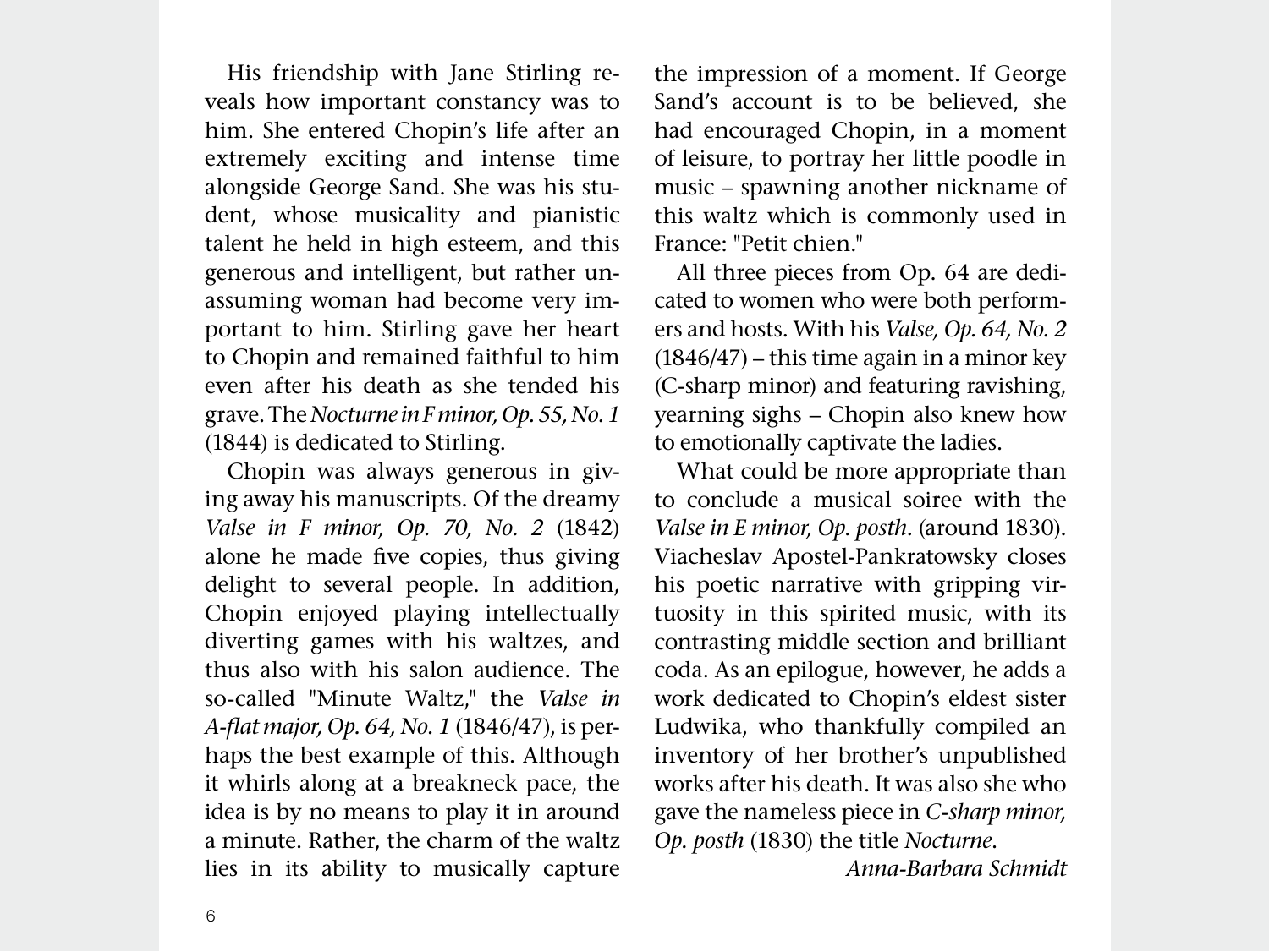His friendship with Jane Stirling reveals how important constancy was to him. She entered Chopin's life after an extremely exciting and intense time alongside George Sand. She was his student, whose musicality and pianistic talent he held in high esteem, and this generous and intelligent, but rather unassuming woman had become very important to him. Stirling gave her heart to Chopin and remained faithful to him even after his death as she tended his grave. The *Nocturne in F minor, Op. 55, No. 1* (1844) is dedicated to Stirling.

Chopin was always generous in giving away his manuscripts. Of the dreamy *Valse in F minor, Op. 70, No. 2* (1842) alone he made five copies, thus giving delight to several people. In addition, Chopin enjoyed playing intellectually diverting games with his waltzes, and thus also with his salon audience. The so-called "Minute Waltz," the *Valse in A-flat major, Op. 64, No. 1* (1846/47), is perhaps the best example of this. Although it whirls along at a breakneck pace, the idea is by no means to play it in around a minute. Rather, the charm of the waltz lies in its ability to musically capture the impression of a moment. If George Sand's account is to be believed, she had encouraged Chopin, in a moment of leisure, to portray her little poodle in music – spawning another nickname of this waltz which is commonly used in France: "Petit chien."

All three pieces from Op. 64 are dedicated to women who were both performers and hosts. With his *Valse, Op. 64, No. 2* (1846/47) – this time again in a minor key (C-sharp minor) and featuring ravishing, yearning sighs – Chopin also knew how to emotionally captivate the ladies.

What could be more appropriate than to conclude a musical soiree with the *Valse in E minor, Op. posth.* (around 1830). Viacheslav Apostel-Pankratowsky closes his poetic narrative with gripping virtuosity in this spirited music, with its contrasting middle section and brilliant coda. As an epilogue, however, he adds a work dedicated to Chopin's eldest sister Ludwika, who thankfully compiled an inventory of her brother's unpublished works after his death. It was also she who gave the nameless piece in *C-sharp minor, Op. posth* (1830) the title *Nocturne*.

*Anna-Barbara Schmidt*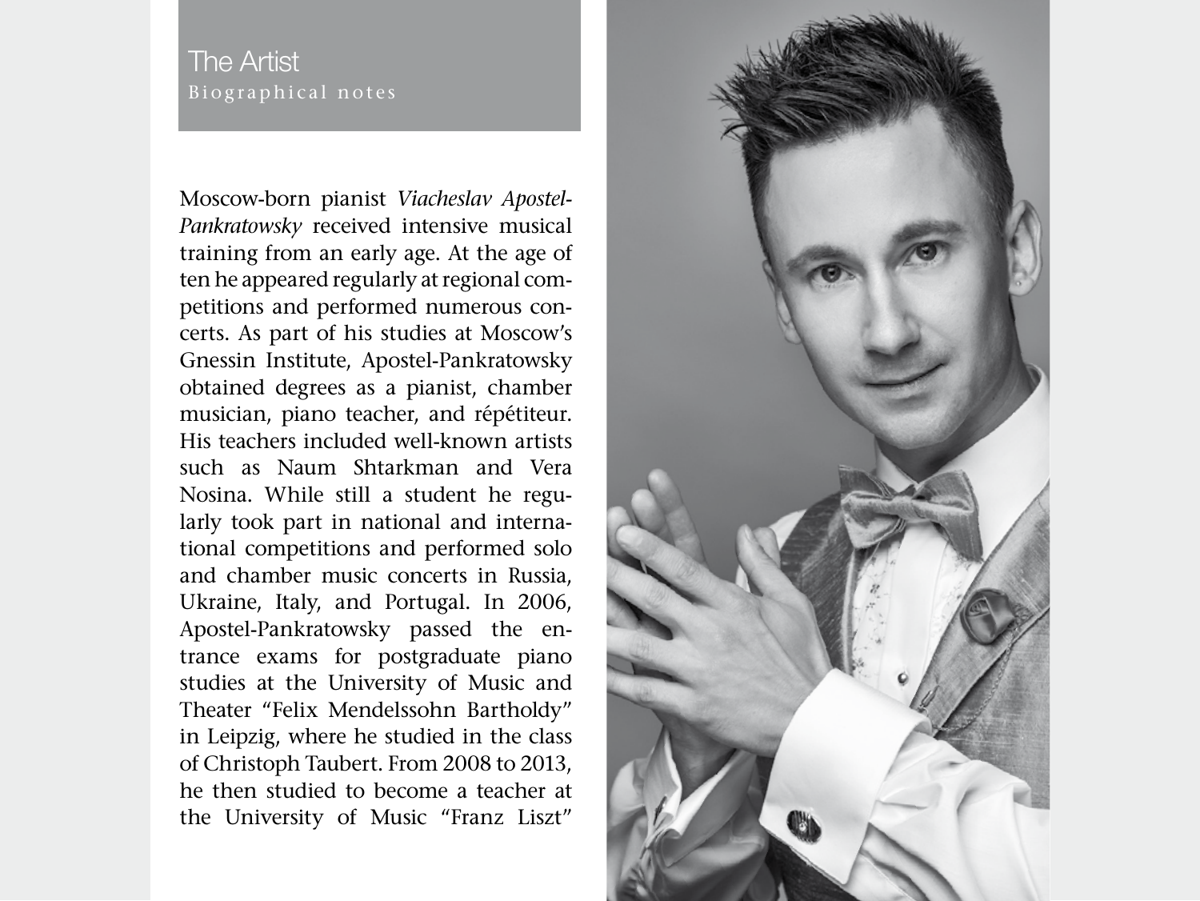# The Artist

Biographical notes

Moscow-born pianist *Viacheslav Apostel-Pankratowsky* received intensive musical training from an early age. At the age of ten he appeared regularly at regional competitions and performed numerous concerts. As part of his studies at Moscow's Gnessin Institute, Apostel-Pankratowsky obtained degrees as a pianist, chamber musician, piano teacher, and répétiteur. His teachers included well-known artists such as Naum Shtarkman and Vera Nosina. While still a student he regularly took part in national and international competitions and performed solo and chamber music concerts in Russia, Ukraine, Italy, and Portugal. In 2006, Apostel-Pankratowsky passed the entrance exams for postgraduate piano studies at the University of Music and Theater "Felix Mendelssohn Bartholdy" in Leipzig, where he studied in the class of Christoph Taubert. From 2008 to 2013, he then studied to become a teacher at the University of Music "Franz Liszt"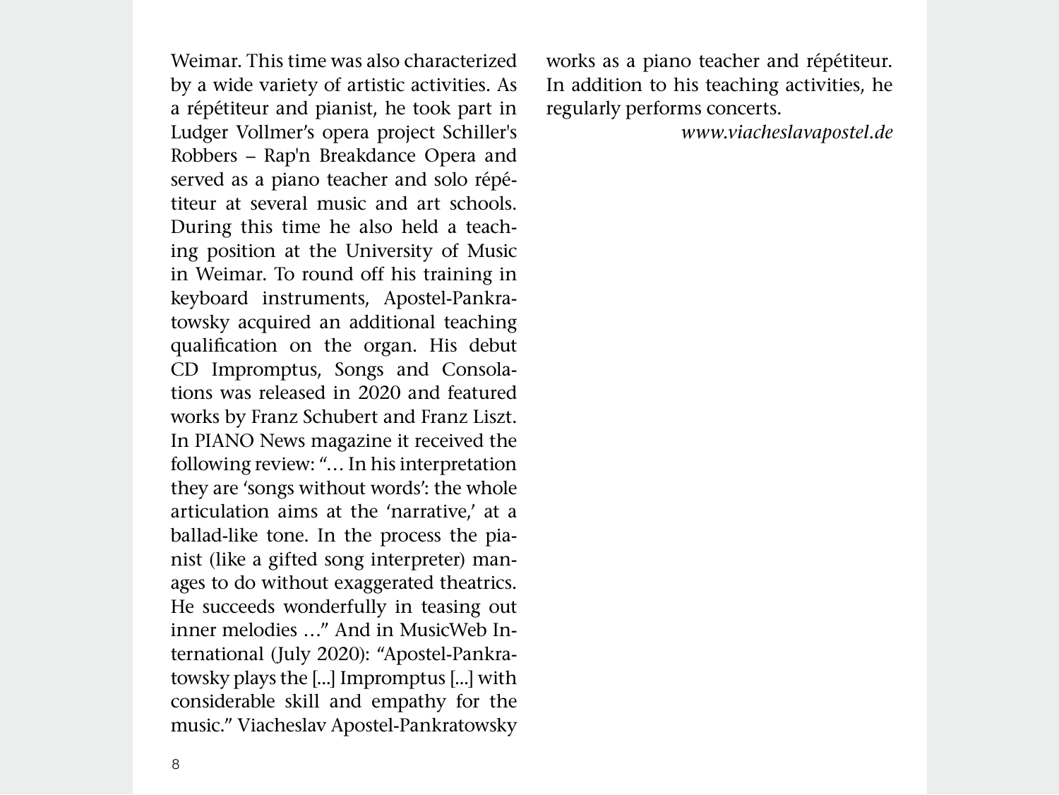Weimar. This time was also characterized by a wide variety of artistic activities. As a répétiteur and pianist, he took part in Ludger Vollmer's opera project Schiller's Robbers – Rap'n Breakdance Opera and served as a piano teacher and solo répétiteur at several music and art schools. During this time he also held a teaching position at the University of Music in Weimar. To round off his training in keyboard instruments, Apostel-Pankratowsky acquired an additional teaching qualification on the organ. His debut CD Impromptus, Songs and Consolations was released in 2020 and featured works by Franz Schubert and Franz Liszt. In PIANO News magazine it received the following review: "… In his interpretation they are 'songs without words': the whole articulation aims at the 'narrative,' at a ballad-like tone. In the process the pianist (like a gifted song interpreter) manages to do without exaggerated theatrics. He succeeds wonderfully in teasing out inner melodies …" And in MusicWeb International (July 2020): "Apostel-Pankratowsky plays the [...] Impromptus [...] with considerable skill and empathy for the music." Viacheslav Apostel-Pankratowsky works as a piano teacher and répétiteur. In addition to his teaching activities, he regularly performs concerts.

*www.viacheslavapostel.de*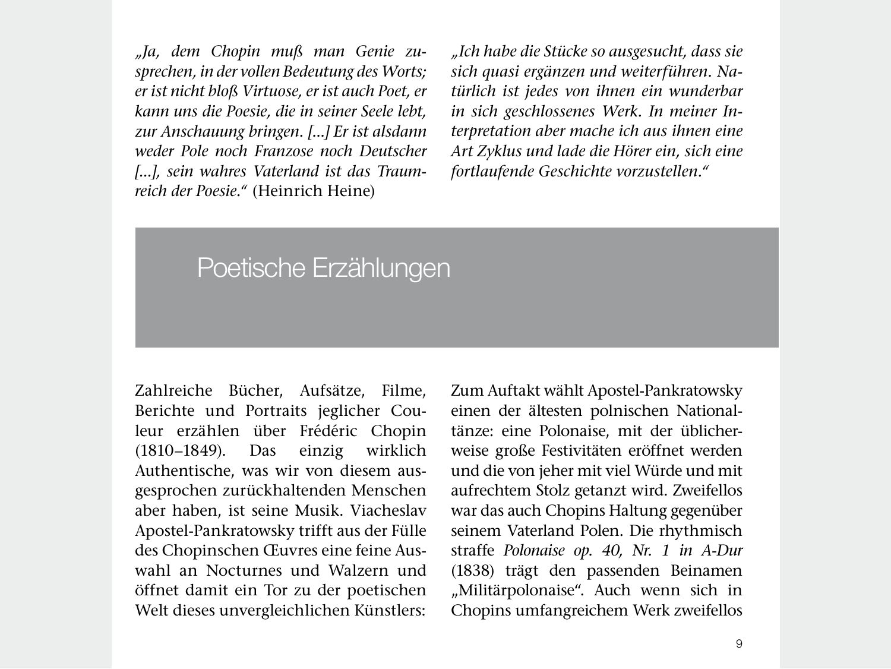*„Ja, dem Chopin muß man Genie zusprechen, in der vollen Bedeutung des Worts; er ist nicht bloß Virtuose, er ist auch Poet, er kann uns die Poesie, die in seiner Seele lebt, zur Anschauung bringen. [...] Er ist alsdann weder Pole noch Franzose noch Deutscher [...], sein wahres Vaterland ist das Traumreich der Poesie.“* (Heinrich Heine)

*„Ich habe die Stücke so ausgesucht, dass sie sich quasi ergänzen und weiterführen. Natürlich ist jedes von ihnen ein wunderbar in sich geschlossenes Werk. In meiner Interpretation aber mache ich aus ihnen eine Art Zyklus und lade die Hörer ein, sich eine fortlaufende Geschichte vorzustellen.“*

## Poetische Erzählungen

Zahlreiche Bücher, Aufsätze, Filme, Berichte und Portraits jeglicher Couleur erzählen über Frédéric Chopin (1810–1849). Das einzig wirklich Authentische, was wir von diesem ausgesprochen zurückhaltenden Menschen aber haben, ist seine Musik. Viacheslav Apostel-Pankratowsky trifft aus der Fülle des Chopinschen Œuvres eine feine Auswahl an Nocturnes und Walzern und öffnet damit ein Tor zu der poetischen Welt dieses unvergleichlichen Künstlers: Zum Auftakt wählt Apostel-Pankratowsky einen der ältesten polnischen Nationaltänze: eine Polonaise, mit der üblicherweise große Festivitäten eröffnet werden und die von jeher mit viel Würde und mit aufrechtem Stolz getanzt wird. Zweifellos war das auch Chopins Haltung gegenüber seinem Vaterland Polen. Die rhythmisch straffe *Polonaise op. 40, Nr. 1 in A-Dur* (1838) trägt den passenden Beinamen „Militärpolonaise“. Auch wenn sich in Chopins umfangreichem Werk zweifellos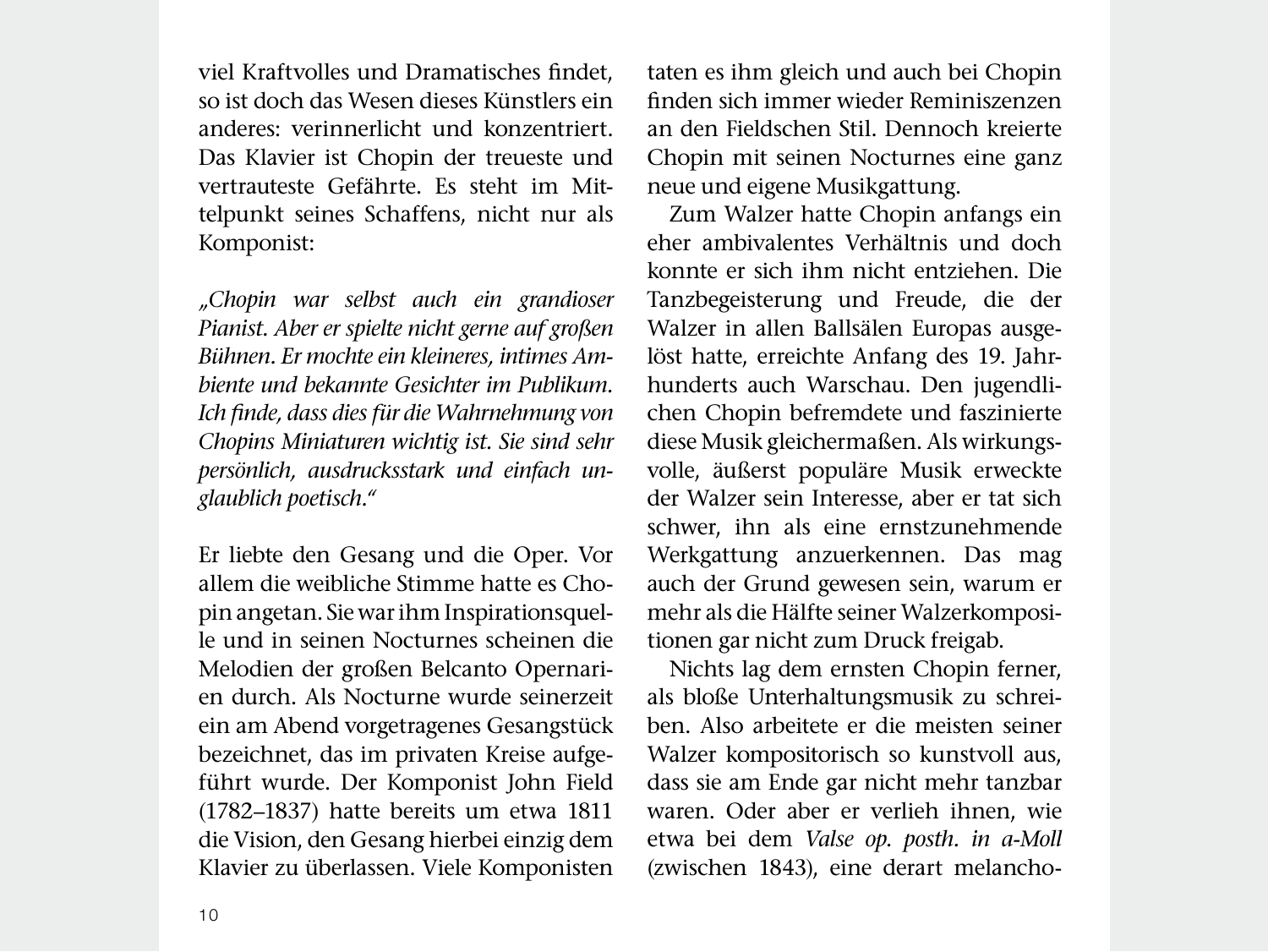viel Kraftvolles und Dramatisches findet, so ist doch das Wesen dieses Künstlers ein anderes: verinnerlicht und konzentriert. Das Klavier ist Chopin der treueste und vertrauteste Gefährte. Es steht im Mittelpunkt seines Schaffens, nicht nur als Komponist:

*„Chopin war selbst auch ein grandioser Pianist. Aber er spielte nicht gerne auf großen Bühnen. Er mochte ein kleineres, intimes Ambiente und bekannte Gesichter im Publikum. Ich finde, dass dies für die Wahrnehmung von Chopins Miniaturen wichtig ist. Sie sind sehr persönlich, ausdrucksstark und einfach unglaublich poetisch."*

Er liebte den Gesang und die Oper. Vor allem die weibliche Stimme hatte es Chopin angetan. Sie war ihm Inspirationsquelle und in seinen Nocturnes scheinen die Melodien der großen Belcanto Opernarien durch. Als Nocturne wurde seinerzeit ein am Abend vorgetragenes Gesangstück bezeichnet, das im privaten Kreise aufgeführt wurde. Der Komponist John Field (1782–1837) hatte bereits um etwa 1811 die Vision, den Gesang hierbei einzig dem Klavier zu überlassen. Viele Komponisten taten es ihm gleich und auch bei Chopin finden sich immer wieder Reminiszenzen an den Fieldschen Stil. Dennoch kreierte Chopin mit seinen Nocturnes eine ganz neue und eigene Musikgattung.

Zum Walzer hatte Chopin anfangs ein eher ambivalentes Verhältnis und doch konnte er sich ihm nicht entziehen. Die Tanzbegeisterung und Freude, die der Walzer in allen Ballsälen Europas ausgelöst hatte, erreichte Anfang des 19. Jahrhunderts auch Warschau. Den jugendlichen Chopin befremdete und faszinierte diese Musik gleichermaßen. Als wirkungsvolle, äußerst populäre Musik erweckte der Walzer sein Interesse, aber er tat sich schwer, ihn als eine ernstzunehmende Werkgattung anzuerkennen. Das mag auch der Grund gewesen sein, warum er mehr als die Hälfte seiner Walzerkompositionen gar nicht zum Druck freigab.

Nichts lag dem ernsten Chopin ferner, als bloße Unterhaltungsmusik zu schreiben. Also arbeitete er die meisten seiner Walzer kompositorisch so kunstvoll aus, dass sie am Ende gar nicht mehr tanzbar waren. Oder aber er verlieh ihnen, wie etwa bei dem *Valse op. posth. in a-Moll* (zwischen 1843), eine derart melancho-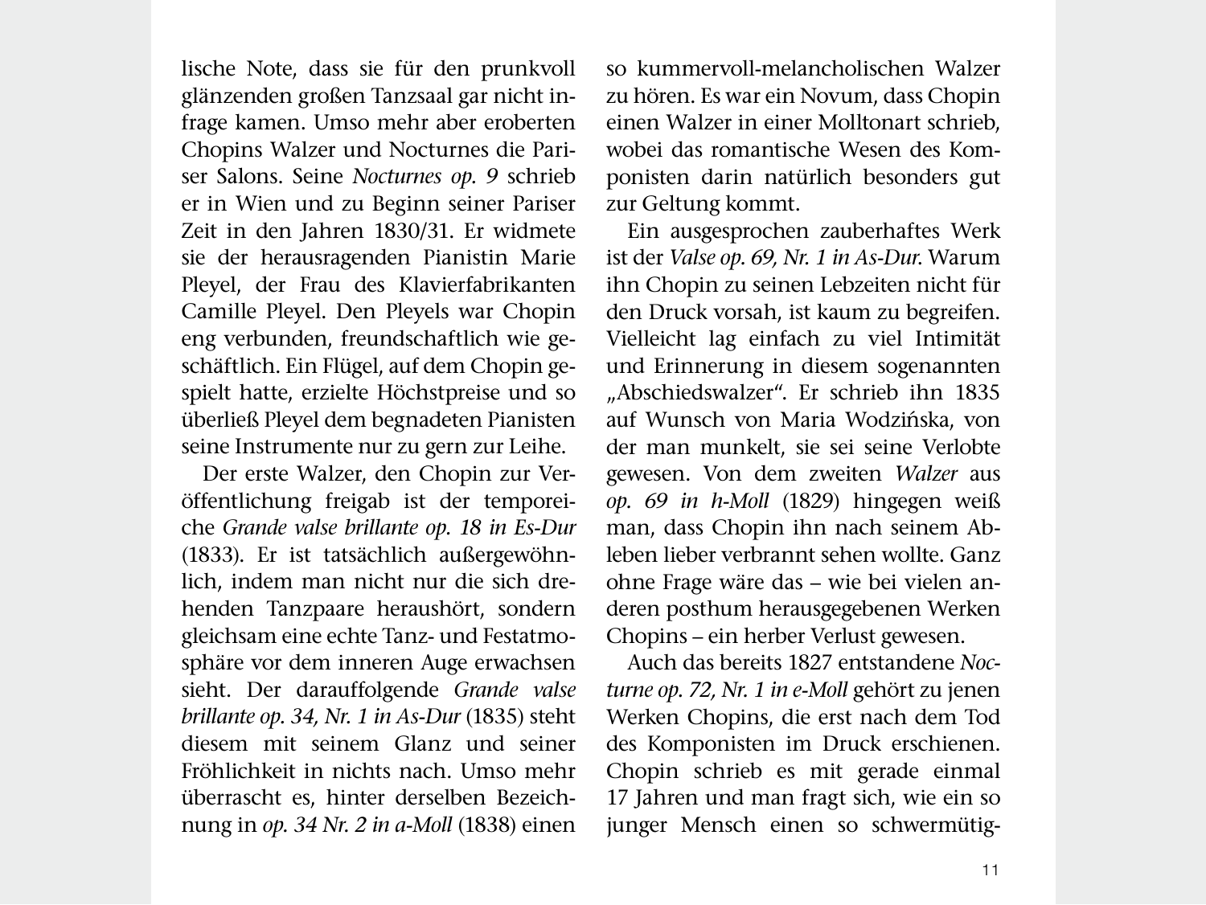lische Note, dass sie für den prunkvoll glänzenden großen Tanzsaal gar nicht infrage kamen. Umso mehr aber eroberten Chopins Walzer und Nocturnes die Pariser Salons. Seine *Nocturnes op. 9* schrieb er in Wien und zu Beginn seiner Pariser Zeit in den Jahren 1830/31. Er widmete sie der herausragenden Pianistin Marie Pleyel, der Frau des Klavierfabrikanten Camille Pleyel. Den Pleyels war Chopin eng verbunden, freundschaftlich wie geschäftlich. Ein Flügel, auf dem Chopin gespielt hatte, erzielte Höchstpreise und so überließ Pleyel dem begnadeten Pianisten seine Instrumente nur zu gern zur Leihe.

Der erste Walzer, den Chopin zur Veröffentlichung freigab ist der temporeiche *Grande valse brillante op. 18 in Es-Dur* (1833). Er ist tatsächlich außergewöhnlich, indem man nicht nur die sich drehenden Tanzpaare heraushört, sondern gleichsam eine echte Tanz- und Festatmosphäre vor dem inneren Auge erwachsen sieht. Der darauffolgende *Grande valse brillante op. 34, Nr. 1 in As-Dur* (1835) steht diesem mit seinem Glanz und seiner Fröhlichkeit in nichts nach. Umso mehr überrascht es, hinter derselben Bezeichnung in *op. 34 Nr. 2 in a-Moll* (1838) einen so kummervoll-melancholischen Walzer zu hören. Es war ein Novum, dass Chopin einen Walzer in einer Molltonart schrieb, wobei das romantische Wesen des Komponisten darin natürlich besonders gut zur Geltung kommt.

Ein ausgesprochen zauberhaftes Werk ist der *Valse op. 69, Nr. 1 in As-Dur.* Warum ihn Chopin zu seinen Lebzeiten nicht für den Druck vorsah, ist kaum zu begreifen. Vielleicht lag einfach zu viel Intimität und Erinnerung in diesem sogenannten „Abschiedswalzer". Er schrieb ihn 1835 auf Wunsch von Maria Wodzińska, von der man munkelt, sie sei seine Verlobte gewesen. Von dem zweiten *Walzer* aus *op. 69 in h-Moll* (1829) hingegen weiß man, dass Chopin ihn nach seinem Ableben lieber verbrannt sehen wollte. Ganz ohne Frage wäre das – wie bei vielen anderen posthum herausgegebenen Werken Chopins – ein herber Verlust gewesen.

Auch das bereits 1827 entstandene *Nocturne op. 72, Nr. 1 in e-Moll* gehört zu jenen Werken Chopins, die erst nach dem Tod des Komponisten im Druck erschienen. Chopin schrieb es mit gerade einmal 17 Jahren und man fragt sich, wie ein so junger Mensch einen so schwermütig-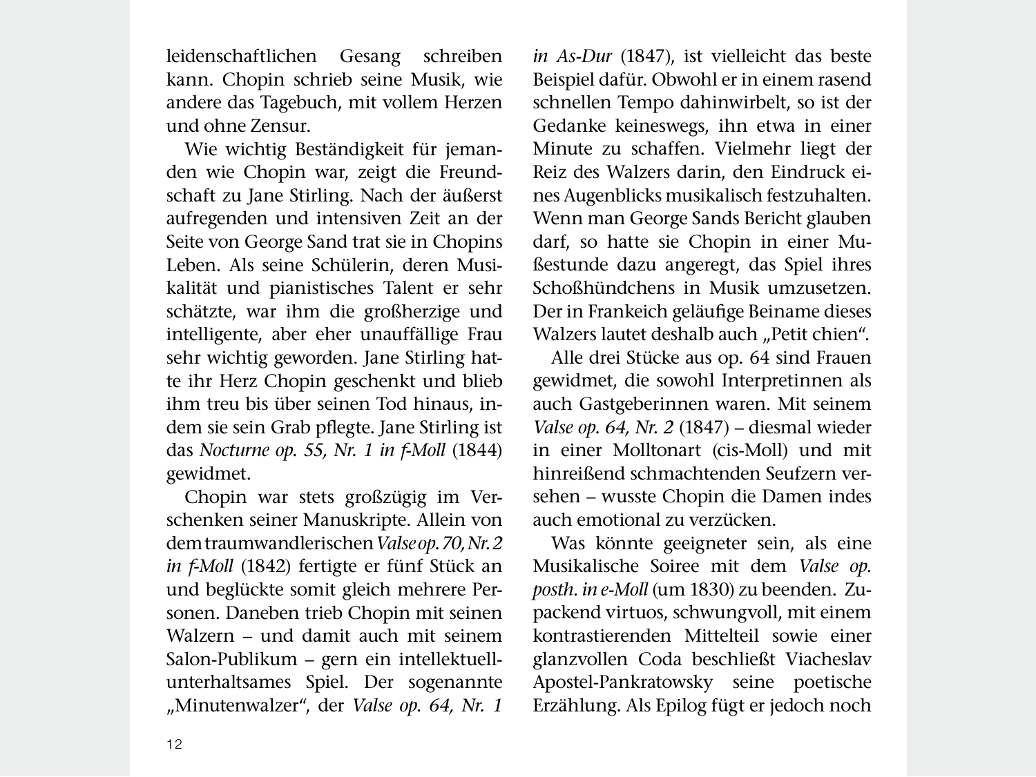leidenschaftlichen Gesang schreiben kann. Chopin schrieb seine Musik, wie andere das Tagebuch, mit vollem Herzen und ohne Zensur.

Wie wichtig Beständigkeit für jemanden wie Chopin war, zeigt die Freundschaft zu Jane Stirling. Nach der äußerst aufregenden und intensiven Zeit an der Seite von George Sand trat sie in Chopins Leben. Als seine Schülerin, deren Musikalität und pianistisches Talent er sehr schätzte, war ihm die großherzige und intelligente, aber eher unauffällige Frau sehr wichtig geworden. Jane Stirling hatte ihr Herz Chopin geschenkt und blieb ihm treu bis über seinen Tod hinaus, indem sie sein Grab pflegte. Jane Stirling ist das *Nocturne op. 55, Nr. 1 in f-Moll* (1844) gewidmet.

Chopin war stets großzügig im Verschenken seiner Manuskripte. Allein von dem traumwandlerischen *Valse op. 70, Nr. 2 in f-Moll* (1842) fertigte er fünf Stück an und beglückte somit gleich mehrere Personen. Daneben trieb Chopin mit seinen Walzern – und damit auch mit seinem Salon-Publikum – gern ein intellektuell-unterhaltsames Spiel. Der sogenannte „Minutenwalzer“, der *Valse op. 64, Nr. 1 in As-Dur* (1847), ist vielleicht das beste Beispiel dafür. Obwohl er in einem rasend schnellen Tempo dahinwirbelt, so ist der Gedanke keineswegs, ihn etwa in einer Minute zu schaffen. Vielmehr liegt der Reiz des Walzers darin, den Eindruck eines Augenblicks musikalisch festzuhalten. Wenn man George Sands Bericht glauben darf, so hatte sie Chopin in einer Mußestunde dazu angeregt, das Spiel ihres Schoßhündchens in Musik umzusetzen. Der in Frankeich geläufige Beiname dieses Walzers lautet deshalb auch „Petit chien“.

Alle drei Stücke aus op. 64 sind Frauen gewidmet, die sowohl Interpretinnen als auch Gastgeberinnen waren. Mit seinem *Valse op. 64, Nr. 2* (1847) – diesmal wieder in einer Molltonart (cis-Moll) und mit hinreißend schmachtenden Seufzern versehen – wusste Chopin die Damen indes auch emotional zu verzücken.

Was könnte geeigneter sein, als eine Musikalische Soiree mit dem *Valse op. posth. in e-Moll* (um 1830) zu beenden. Zupackend virtuos, schwungvoll, mit einem kontrastierenden Mittelteil sowie einer glanzvollen Coda beschließt Viacheslav Apostel-Pankratowsky seine poetische Erzählung. Als Epilog fügt er jedoch noch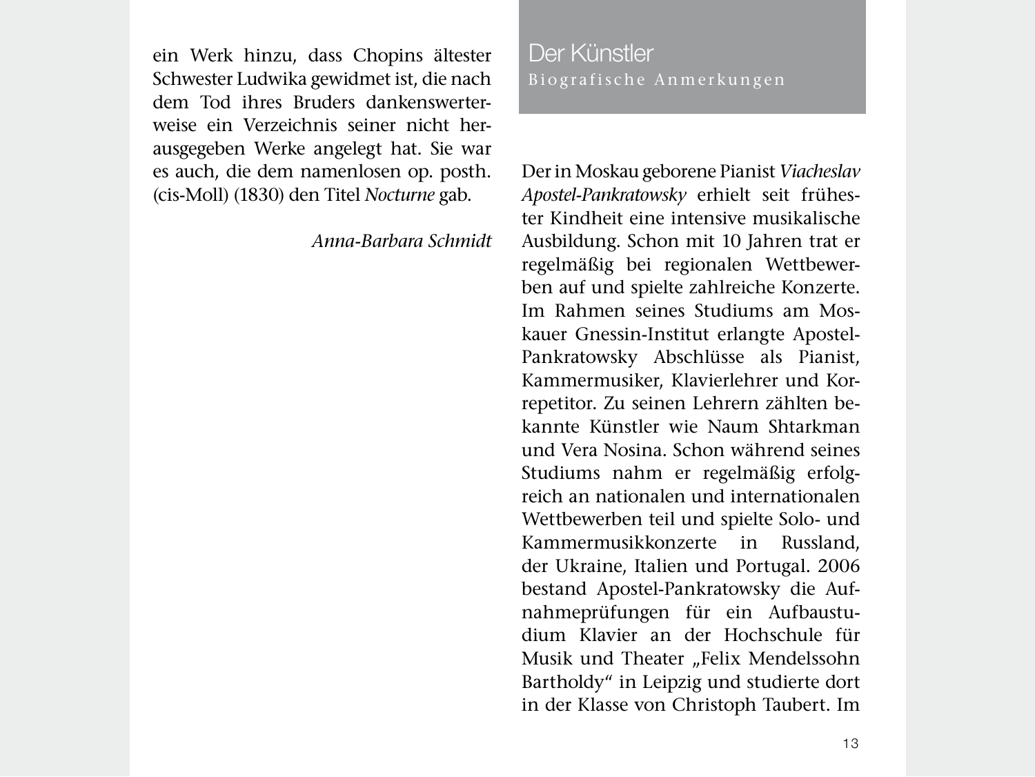ein Werk hinzu, dass Chopins ältester Schwester Ludwika gewidmet ist, die nach dem Tod ihres Bruders dankenswerterweise ein Verzeichnis seiner nicht herausgegeben Werke angelegt hat. Sie war es auch, die dem namenlosen op. posth. (cis-Moll) (1830) den Titel *Nocturne* gab.

*Anna-Barbara Schmidt*

## Der Künstler

### Biografische Anmerkungen

Der in Moskau geborene Pianist *Viacheslav Apostel-Pankratowsky* erhielt seit frühester Kindheit eine intensive musikalische Ausbildung. Schon mit 10 Jahren trat er regelmäßig bei regionalen Wettbewerben auf und spielte zahlreiche Konzerte. Im Rahmen seines Studiums am Moskauer Gnessin-Institut erlangte Apostel-Pankratowsky Abschlüsse als Pianist, Kammermusiker, Klavierlehrer und Korrepetitor. Zu seinen Lehrern zählten bekannte Künstler wie Naum Shtarkman und Vera Nosina. Schon während seines Studiums nahm er regelmäßig erfolgreich an nationalen und internationalen Wettbewerben teil und spielte Solo- und Kammermusikkonzerte in Russland, der Ukraine, Italien und Portugal. 2006 bestand Apostel-Pankratowsky die Aufnahmeprüfungen für ein Aufbaustudium Klavier an der Hochschule für Musik und Theater „Felix Mendelssohn Bartholdy" in Leipzig und studierte dort in der Klasse von Christoph Taubert. Im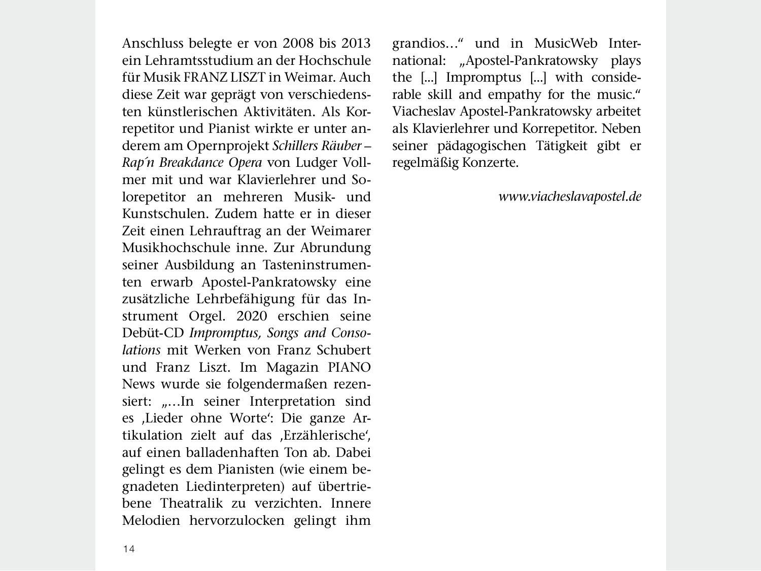Anschluss belegte er von 2008 bis 2013 ein Lehramtsstudium an der Hochschule für Musik FRANZ LISZT in Weimar. Auch diese Zeit war geprägt von verschiedensten künstlerischen Aktivitäten. Als Korrepetitor und Pianist wirkte er unter anderem am Opernprojekt *Schillers Räuber – Rap´n Breakdance Opera* von Ludger Vollmer mit und war Klavierlehrer und Solorepetitor an mehreren Musik- und Kunstschulen. Zudem hatte er in dieser Zeit einen Lehrauftrag an der Weimarer Musikhochschule inne. Zur Abrundung seiner Ausbildung an Tasteninstrumenten erwarb Apostel-Pankratowsky eine zusätzliche Lehrbefähigung für das Instrument Orgel. 2020 erschien seine Debüt-CD *Impromptus, Songs and Consolations* mit Werken von Franz Schubert und Franz Liszt. Im Magazin PIANO News wurde sie folgendermaßen rezensiert: „…In seiner Interpretation sind es ‚Lieder ohne Worte': Die ganze Artikulation zielt auf das ‚Erzählerische', auf einen balladenhaften Ton ab. Dabei gelingt es dem Pianisten (wie einem begnadeten Liedinterpreten) auf übertriebene Theatralik zu verzichten. Innere Melodien hervorzulocken gelingt ihm grandios…" und in MusicWeb International: „Apostel-Pankratowsky plays the [...] Impromptus [...] with considerable skill and empathy for the music." Viacheslav Apostel-Pankratowsky arbeitet als Klavierlehrer und Korrepetitor. Neben seiner pädagogischen Tätigkeit gibt er regelmäßig Konzerte.

*www.viacheslavapostel.de*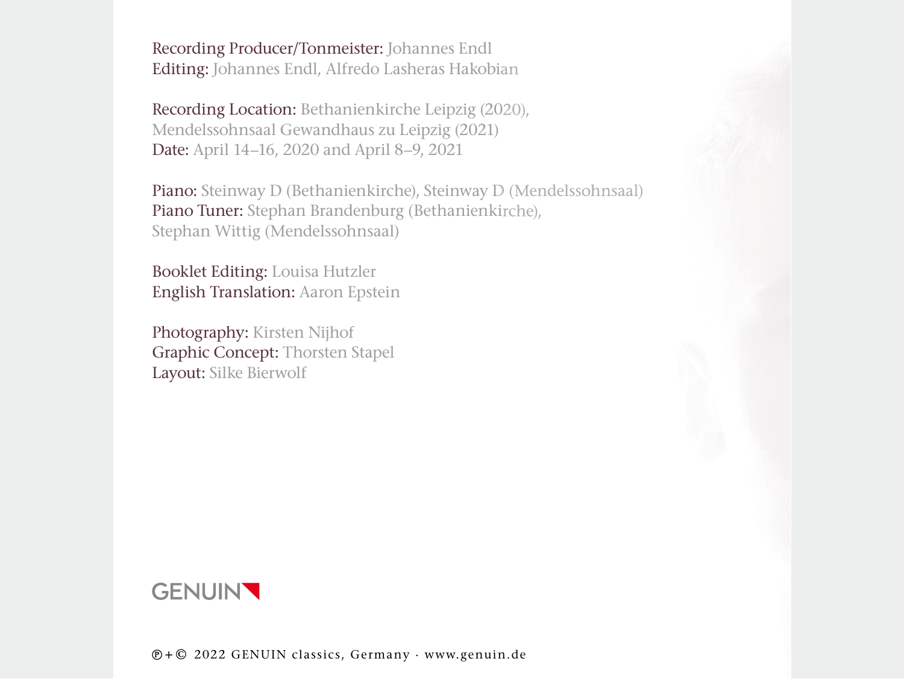**Recording Producer/Tonmeister:** Johannes Endl
**Editing:** Johannes Endl, Alfredo Lasheras Hakobian

**Recording Location:** Bethanienkirche Leipzig (2020),
Mendelssohnsaal Gewandhaus zu Leipzig (2021)
**Date:** April 14–16, 2020 and April 8–9, 2021

**Piano:** Steinway D (Bethanienkirche), Steinway D (Mendelssohnsaal)
**Piano Tuner:** Stephan Brandenburg (Bethanienkirche),
Stephan Wittig (Mendelssohnsaal)

**Booklet Editing:** Louisa Hutzler
**English Translation:** Aaron Epstein

**Photography:** Kirsten Nijhof
**Graphic Concept:** Thorsten Stapel
**Layout:** Silke Bierwolf

GENUIN

℗ + © 2022 GENUIN classics, Germany · www.genuin.de